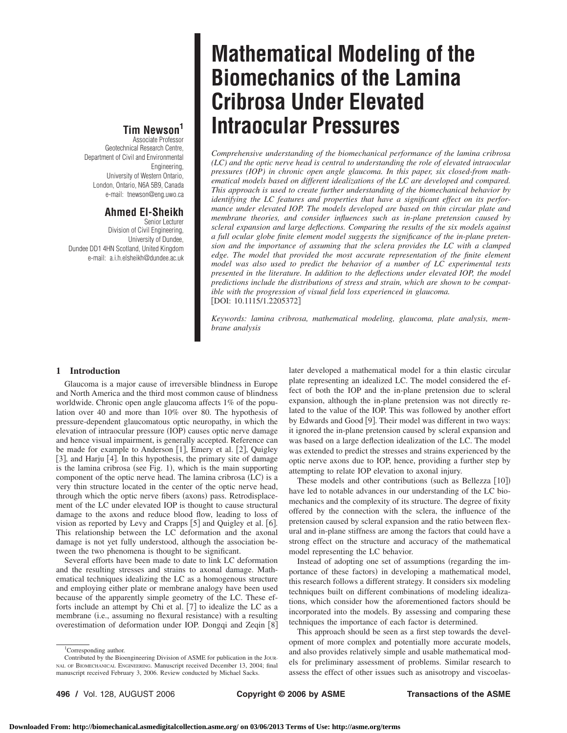# Mathematical Modeling of the Biomechanics of the Lamina Cribrosa Under Elevated Intraocular Pressures

**Tim Newson**[1]
Associate Professor
Geotechnical Research Centre,
Department of Civil and Environmental Engineering,
University of Western Ontario,
London, Ontario, N6A 5B9, Canada
e-mail: tnewson@eng.uwo.ca

**Ahmed El-Sheikh**
Senior Lecturer
Division of Civil Engineering,
University of Dundee,
Dundee DD1 4HN Scotland, United Kingdom
e-mail: a.i.h.elsheikh@dundee.ac.uk

*Comprehensive understanding of the biomechanical performance of the lamina cribrosa (LC) and the optic nerve head is central to understanding the role of elevated intraocular pressures (IOP) in chronic open angle glaucoma. In this paper, six closed-from mathematical models based on different idealizations of the LC are developed and compared. This approach is used to create further understanding of the biomechanical behavior by identifying the LC features and properties that have a significant effect on its performance under elevated IOP. The models developed are based on thin circular plate and membrane theories, and consider influences such as in-plane pretension caused by scleral expansion and large deflections. Comparing the results of the six models against a full ocular globe finite element model suggests the significance of the in-plane pretension and the importance of assuming that the sclera provides the LC with a clamped edge. The model that provided the most accurate representation of the finite element model was also used to predict the behavior of a number of LC experimental tests presented in the literature. In addition to the deflections under elevated IOP, the model predictions include the distributions of stress and strain, which are shown to be compatible with the progression of visual field loss experienced in glaucoma.*
[DOI: 10.1115/1.2205372]

*Keywords: lamina cribrosa, mathematical modeling, glaucoma, plate analysis, membrane analysis*

## 1 Introduction

Glaucoma is a major cause of irreversible blindness in Europe and North America and the third most common cause of blindness worldwide. Chronic open angle glaucoma affects 1% of the population over 40 and more than 10% over 80. The hypothesis of pressure-dependent glaucomatous optic neuropathy, in which the elevation of intraocular pressure (IOP) causes optic nerve damage and hence visual impairment, is generally accepted. Reference can be made for example to Anderson [1], Emery et al. [2], Quigley [3], and Harju [4]. In this hypothesis, the primary site of damage is the lamina cribrosa (see Fig. 1), which is the main supporting component of the optic nerve head. The lamina cribrosa (LC) is a very thin structure located in the center of the optic nerve head, through which the optic nerve fibers (axons) pass. Retrodisplacement of the LC under elevated IOP is thought to cause structural damage to the axons and reduce blood flow, leading to loss of vision as reported by Levy and Crapps [5] and Quigley et al. [6]. This relationship between the LC deformation and the axonal damage is not yet fully understood, although the association between the two phenomena is thought to be significant.

Several efforts have been made to date to link LC deformation and the resulting stresses and strains to axonal damage. Mathematical techniques idealizing the LC as a homogenous structure and employing either plate or membrane analogy have been used because of the apparently simple geometry of the LC. These efforts include an attempt by Chi et al. [7] to idealize the LC as a membrane (i.e., assuming no flexural resistance) with a resulting overestimation of deformation under IOP. Dongqi and Zeqin [8] later developed a mathematical model for a thin elastic circular plate representing an idealized LC. The model considered the effect of both the IOP and the in-plane pretension due to scleral expansion, although the in-plane pretension was not directly related to the value of the IOP. This was followed by another effort by Edwards and Good [9]. Their model was different in two ways: it ignored the in-plane pretension caused by scleral expansion and was based on a large deflection idealization of the LC. The model was extended to predict the stresses and strains experienced by the optic nerve axons due to IOP, hence, providing a further step by attempting to relate IOP elevation to axonal injury.

These models and other contributions (such as Bellezza [10]) have led to notable advances in our understanding of the LC biomechanics and the complexity of its structure. The degree of fixity offered by the connection with the sclera, the influence of the pretension caused by scleral expansion and the ratio between flexural and in-plane stiffness are among the factors that could have a strong effect on the structure and accuracy of the mathematical model representing the LC behavior.

Instead of adopting one set of assumptions (regarding the importance of these factors) in developing a mathematical model, this research follows a different strategy. It considers six modeling techniques built on different combinations of modeling idealizations, which consider how the aforementioned factors should be incorporated into the models. By assessing and comparing these techniques the importance of each factor is determined.

This approach should be seen as a first step towards the development of more complex and potentially more accurate models, and also provides relatively simple and usable mathematical models for preliminary assessment of problems. Similar research to assess the effect of other issues such as anisotropy and viscoelas-

[1] Corresponding author.

Contributed by the Bioengineering Division of ASME for publication in the Journal of Biomechanical Engineering. Manuscript received December 13, 2004; final manuscript received February 3, 2006. Review conducted by Michael Sacks.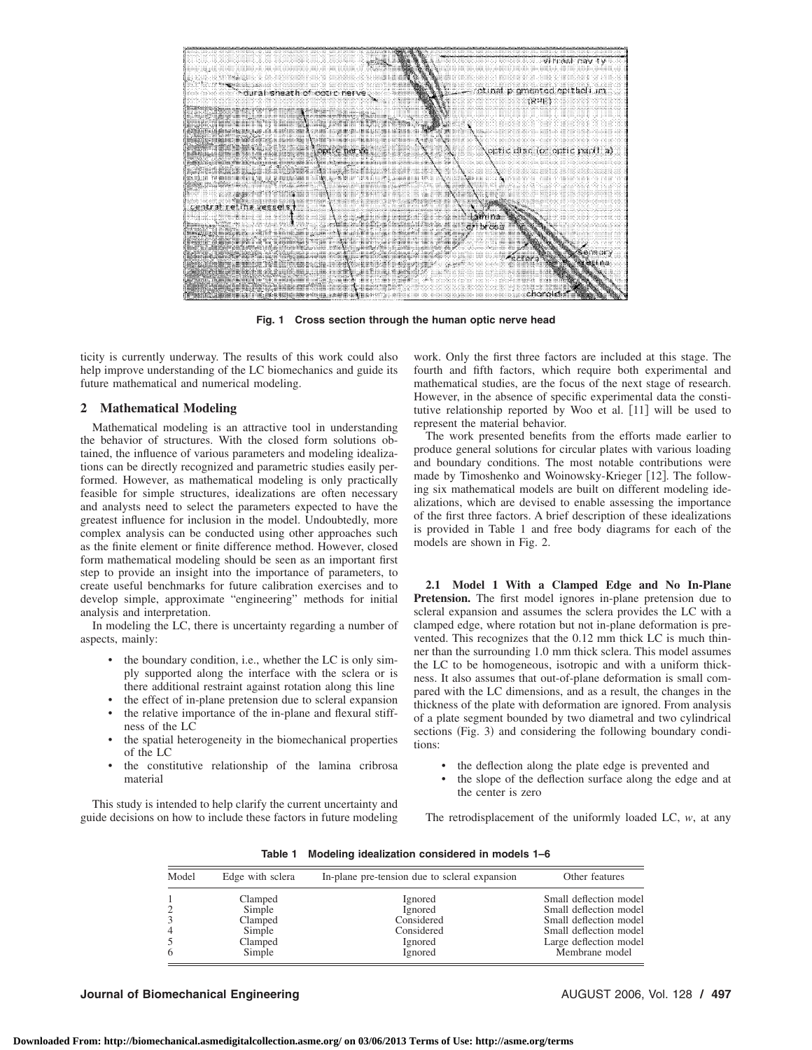Fig. 1 Cross section through the human optic nerve head

ticity is currently underway. The results of this work could also help improve understanding of the LC biomechanics and guide its future mathematical and numerical modeling.

## 2 Mathematical Modeling

Mathematical modeling is an attractive tool in understanding the behavior of structures. With the closed form solutions obtained, the influence of various parameters and modeling idealizations can be directly recognized and parametric studies easily performed. However, as mathematical modeling is only practically feasible for simple structures, idealizations are often necessary and analysts need to select the parameters expected to have the greatest influence for inclusion in the model. Undoubtedly, more complex analysis can be conducted using other approaches such as the finite element or finite difference method. However, closed form mathematical modeling should be seen as an important first step to provide an insight into the importance of parameters, to create useful benchmarks for future calibration exercises and to develop simple, approximate "engineering" methods for initial analysis and interpretation.

In modeling the LC, there is uncertainty regarding a number of aspects, mainly:

- the boundary condition, i.e., whether the LC is only simply supported along the interface with the sclera or is there additional restraint against rotation along this line
- the effect of in-plane pretension due to scleral expansion
- the relative importance of the in-plane and flexural stiffness of the LC
- the spatial heterogeneity in the biomechanical properties of the LC
- the constitutive relationship of the lamina cribrosa material

This study is intended to help clarify the current uncertainty and guide decisions on how to include these factors in future modeling work. Only the first three factors are included at this stage. The fourth and fifth factors, which require both experimental and mathematical studies, are the focus of the next stage of research. However, in the absence of specific experimental data the constitutive relationship reported by Woo et al. [11] will be used to represent the material behavior.

The work presented benefits from the efforts made earlier to produce general solutions for circular plates with various loading and boundary conditions. The most notable contributions were made by Timoshenko and Woinowsky-Krieger [12]. The following six mathematical models are built on different modeling idealizations, which are devised to enable assessing the importance of the first three factors. A brief description of these idealizations is provided in Table 1 and free body diagrams for each of the models are shown in Fig. 2.

### 2.1 Model 1 With a Clamped Edge and No In-Plane Pretension.

The first model ignores in-plane pretension due to scleral expansion and assumes the sclera provides the LC with a clamped edge, where rotation but not in-plane deformation is prevented. This recognizes that the 0.12 mm thick LC is much thinner than the surrounding 1.0 mm thick sclera. This model assumes the LC to be homogeneous, isotropic and with a uniform thickness. It also assumes that out-of-plane deformation is small compared with the LC dimensions, and as a result, the changes in the thickness of the plate with deformation are ignored. From analysis of a plate segment bounded by two diametral and two cylindrical sections (Fig. 3) and considering the following boundary conditions:

- the deflection along the plate edge is prevented and
- the slope of the deflection surface along the edge and at the center is zero

The retrodisplacement of the uniformly loaded LC, $w$, at any

Table 1 Modeling idealization considered in models 1–6

| Model | Edge with sclera | In-plane pre-tension due to scleral expansion | Other features |
|---|---|---|---|
| 1 | Clamped | Ignored | Small deflection model |
| 2 | Simple | Ignored | Small deflection model |
| 3 | Clamped | Considered | Small deflection model |
| 4 | Simple | Considered | Small deflection model |
| 5 | Clamped | Ignored | Large deflection model |
| 6 | Simple | Ignored | Membrane model |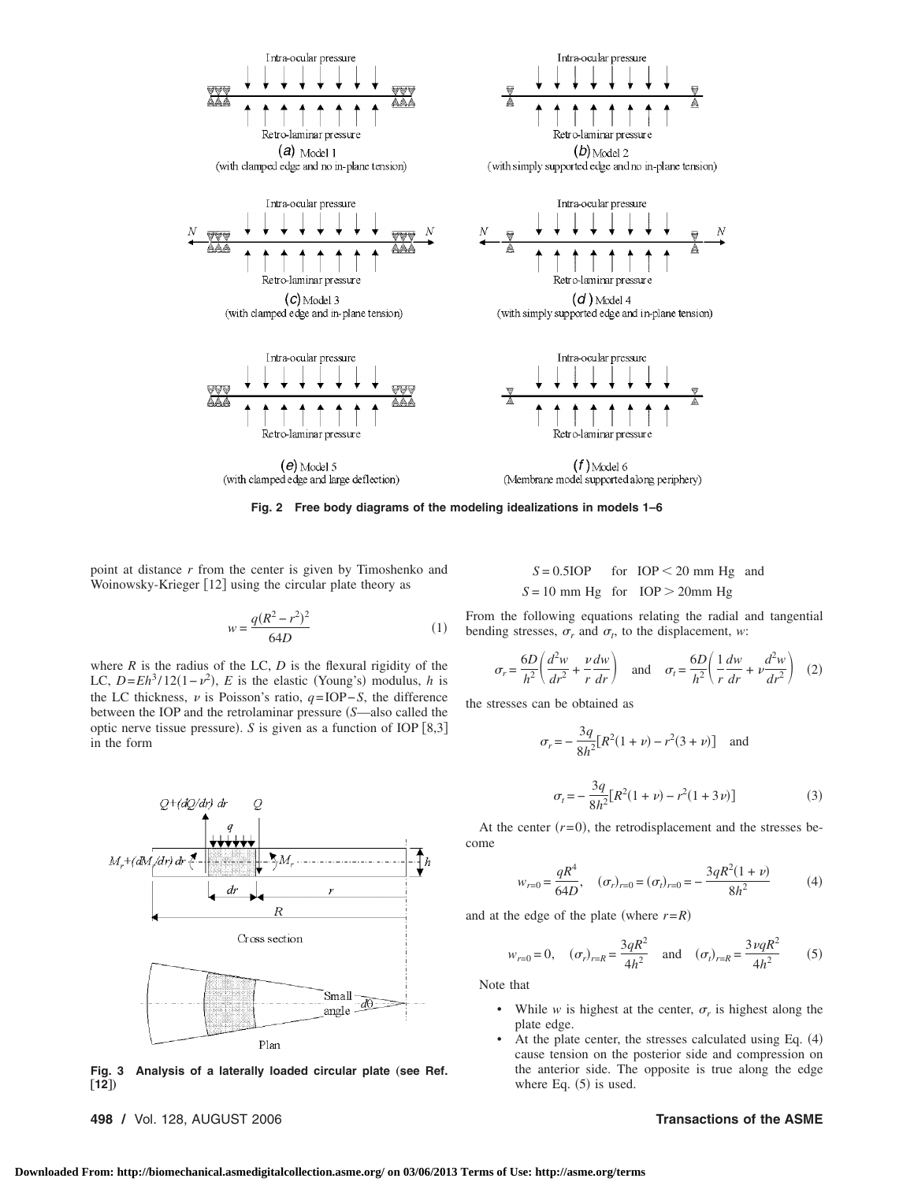Fig. 2 Free body diagrams of the modeling idealizations in models 1–6

point at distance $r$ from the center is given by Timoshenko and Woinowsky-Krieger [12] using the circular plate theory as

$$w = \frac{q(R^2 - r^2)^2}{64D} \tag{1}$$

where $R$ is the radius of the LC, $D$ is the flexural rigidity of the LC, $D = Eh^3/12(1-\nu^2)$, $E$ is the elastic (Young's) modulus, $h$ is the LC thickness, $\nu$ is Poisson's ratio, $q = \text{IOP} - S$, the difference between the IOP and the retrolaminar pressure ($S$—also called the optic nerve tissue pressure). $S$ is given as a function of IOP [8,3] in the form

Fig. 3 Analysis of a laterally loaded circular plate (see Ref. [12])

$$S = 0.5\text{IOP} \quad \text{for} \quad \text{IOP} < 20 \text{ mm Hg} \quad \text{and}$$
$$S = 10 \text{ mm Hg} \quad \text{for} \quad \text{IOP} > 20 \text{mm Hg}$$

From the following equations relating the radial and tangential bending stresses, $\sigma_r$ and $\sigma_t$, to the displacement, $w$:

$$\sigma_r = \frac{6D}{h^2}\left(\frac{d^2w}{dr^2} + \frac{\nu}{r}\frac{dw}{dr}\right) \quad \text{and} \quad \sigma_t = \frac{6D}{h^2}\left(\frac{1}{r}\frac{dw}{dr} + \nu\frac{d^2w}{dr^2}\right) \tag{2}$$

the stresses can be obtained as

$$\sigma_r = -\frac{3q}{8h^2}[R^2(1+\nu) - r^2(3+\nu)] \quad \text{and}$$

$$\sigma_t = -\frac{3q}{8h^2}[R^2(1+\nu) - r^2(1+3\nu)] \tag{3}$$

At the center ($r=0$), the retrodisplacement and the stresses become

$$w_{r=0} = \frac{qR^4}{64D}, \quad (\sigma_r)_{r=0} = (\sigma_t)_{r=0} = -\frac{3qR^2(1+\nu)}{8h^2} \tag{4}$$

and at the edge of the plate (where $r=R$)

$$w_{r=0} = 0, \quad (\sigma_r)_{r=R} = \frac{3qR^2}{4h^2} \quad \text{and} \quad (\sigma_t)_{r=R} = \frac{3\nu qR^2}{4h^2} \tag{5}$$

Note that

- While $w$ is highest at the center, $\sigma_r$ is highest along the plate edge.
- At the plate center, the stresses calculated using Eq. (4) cause tension on the posterior side and compression on the anterior side. The opposite is true along the edge where Eq. (5) is used.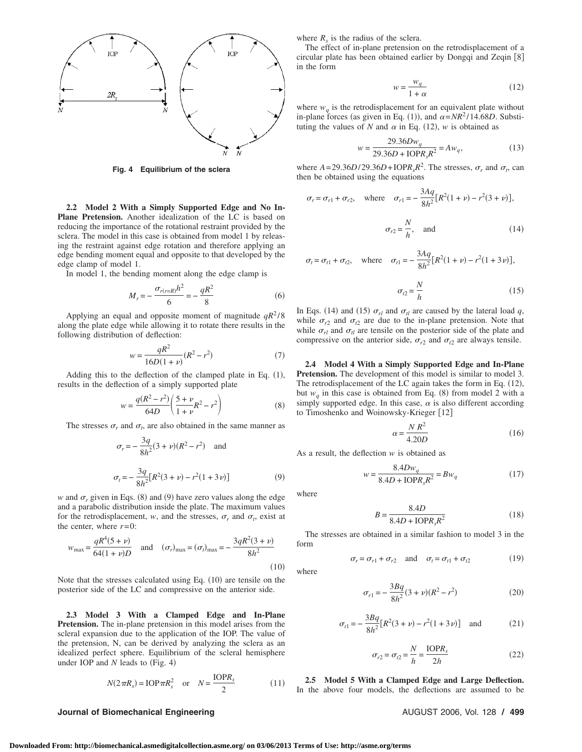Fig. 4 Equilibrium of the sclera

**2.2 Model 2 With a Simply Supported Edge and No In-Plane Pretension.** Another idealization of the LC is based on reducing the importance of the rotational restraint provided by the sclera. The model in this case is obtained from model 1 by releasing the restraint against edge rotation and therefore applying an edge bending moment equal and opposite to that developed by the edge clamp of model 1.

In model 1, the bending moment along the edge clamp is

$$M_r = -\frac{\sigma_{r(r=R)}h^2}{6} = -\frac{qR^2}{8} \tag{6}$$

Applying an equal and opposite moment of magnitude $qR^2/8$ along the plate edge while allowing it to rotate there results in the following distribution of deflection:

$$w = \frac{qR^2}{16D(1+\nu)}(R^2 - r^2) \tag{7}$$

Adding this to the deflection of the clamped plate in Eq. (1), results in the deflection of a simply supported plate

$$w = \frac{q(R^2 - r^2)}{64D}\left(\frac{5+\nu}{1+\nu}R^2 - r^2\right) \tag{8}$$

The stresses $\sigma_r$ and $\sigma_t$, are also obtained in the same manner as

$$\sigma_r = -\frac{3q}{8h^2}(3+\nu)(R^2 - r^2) \quad \text{and}$$

$$\sigma_t = -\frac{3q}{8h^2}[R^2(3+\nu) - r^2(1+3\nu)] \tag{9}$$

$w$ and $\sigma_r$ given in Eqs. (8) and (9) have zero values along the edge and a parabolic distribution inside the plate. The maximum values for the retrodisplacement, $w$, and the stresses, $\sigma_r$ and $\sigma_t$, exist at the center, where $r=0$:

$$w_{\max} = \frac{qR^4(5+\nu)}{64(1+\nu)D} \quad \text{and} \quad (\sigma_r)_{\max} = (\sigma_t)_{\max} = -\frac{3qR^2(3+\nu)}{8h^2} \tag{10}$$

Note that the stresses calculated using Eq. (10) are tensile on the posterior side of the LC and compressive on the anterior side.

**2.3 Model 3 With a Clamped Edge and In-Plane Pretension.** The in-plane pretension in this model arises from the scleral expansion due to the application of the IOP. The value of the pretension, N, can be derived by analyzing the sclera as an idealized perfect sphere. Equilibrium of the scleral hemisphere under IOP and $N$ leads to (Fig. 4)

$$N(2\pi R_s) = \text{IOP}\,\pi R_s^2 \quad \text{or} \quad N = \frac{\text{IOP}R_s}{2} \tag{11}$$

where $R_s$ is the radius of the sclera.

The effect of in-plane pretension on the retrodisplacement of a circular plate has been obtained earlier by Dongqi and Zeqin [8] in the form

$$w = \frac{w_q}{1+\alpha} \tag{12}$$

where $w_q$ is the retrodisplacement for an equivalent plate without in-plane forces (as given in Eq. (1)), and $\alpha = NR^2/14.68D$. Substituting the values of $N$ and $\alpha$ in Eq. (12), $w$ is obtained as

$$w = \frac{29.36Dw_q}{29.36D + \text{IOP}R_sR^2} = Aw_q, \tag{13}$$

where $A = 29.36D/29.36D + \text{IOP}R_sR^2$. The stresses, $\sigma_r$ and $\sigma_t$, can then be obtained using the equations

$$\sigma_r = \sigma_{r1} + \sigma_{r2}, \quad \text{where} \quad \sigma_{r1} = -\frac{3Aq}{8h^2}[R^2(1+\nu) - r^2(3+\nu)],$$

$$\sigma_{r2} = \frac{N}{h}, \quad \text{and} \tag{14}$$

$$\sigma_t = \sigma_{t1} + \sigma_{t2}, \quad \text{where} \quad \sigma_{t1} = -\frac{3Aq}{8h^2}[R^2(1+\nu) - r^2(1+3\nu)],$$

$$\sigma_{t2} = \frac{N}{h} \tag{15}$$

In Eqs. (14) and (15) $\sigma_{rl}$ and $\sigma_{tl}$ are caused by the lateral load $q$, while $\sigma_{r2}$ and $\sigma_{t2}$ are due to the in-plane pretension. Note that while $\sigma_{rl}$ and $\sigma_{tl}$ are tensile on the posterior side of the plate and compressive on the anterior side, $\sigma_{r2}$ and $\sigma_{t2}$ are always tensile.

**2.4 Model 4 With a Simply Supported Edge and In-Plane Pretension.** The development of this model is similar to model 3. The retrodisplacement of the LC again takes the form in Eq. (12), but $w_q$ in this case is obtained from Eq. (8) from model 2 with a simply supported edge. In this case, $\alpha$ is also different according to Timoshenko and Woinowsky-Krieger [12]

$$\alpha = \frac{N\,R^2}{4.20D} \tag{16}$$

As a result, the deflection $w$ is obtained as

$$w = \frac{8.4Dw_q}{8.4D + \text{IOP}R_sR^2} = Bw_q \tag{17}$$

where

$$B = \frac{8.4D}{8.4D + \text{IOP}R_sR^2} \tag{18}$$

The stresses are obtained in a similar fashion to model 3 in the form

$$\sigma_r = \sigma_{r1} + \sigma_{r2} \quad \text{and} \quad \sigma_t = \sigma_{t1} + \sigma_{t2} \tag{19}$$

where

$$\sigma_{r1} = -\frac{3Bq}{8h^2}(3+\nu)(R^2 - r^2) \tag{20}$$

$$\sigma_{t1} = -\frac{3Bq}{8h^2}[R^2(3+\nu) - r^2(1+3\nu)] \quad \text{and} \tag{21}$$

$$\sigma_{r2} = \sigma_{t2} = \frac{N}{h} = \frac{\text{IOP}R_s}{2h} \tag{22}$$

**2.5 Model 5 With a Clamped Edge and Large Deflection.** In the above four models, the deflections are assumed to be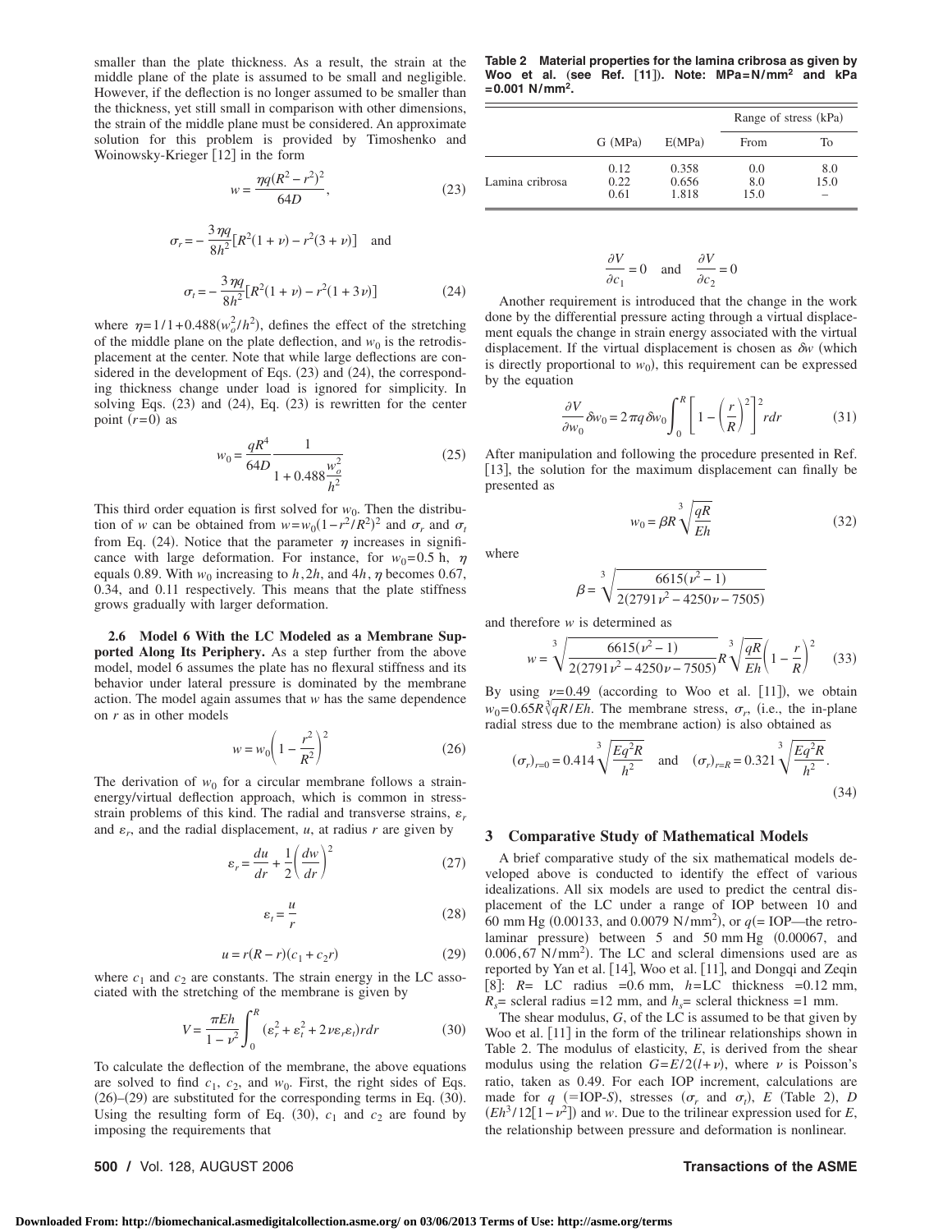smaller than the plate thickness. As a result, the strain at the middle plane of the plate is assumed to be small and negligible. However, if the deflection is no longer assumed to be smaller than the thickness, yet still small in comparison with other dimensions, the strain of the middle plane must be considered. An approximate solution for this problem is provided by Timoshenko and Woinowsky-Krieger [12] in the form

$$w = \frac{\eta q(R^2 - r^2)^2}{64D}, \tag{23}$$

$$\sigma_r = -\frac{3\eta q}{8h^2}[R^2(1+\nu) - r^2(3+\nu)] \quad \text{and}$$

$$\sigma_t = -\frac{3\eta q}{8h^2}[R^2(1+\nu) - r^2(1+3\nu)] \tag{24}$$

where $\eta = 1/1 + 0.488(w_o^2/h^2)$, defines the effect of the stretching of the middle plane on the plate deflection, and $w_0$ is the retrodisplacement at the center. Note that while large deflections are considered in the development of Eqs. (23) and (24), the corresponding thickness change under load is ignored for simplicity. In solving Eqs. (23) and (24), Eq. (23) is rewritten for the center point ($r=0$) as

$$w_0 = \frac{qR^4}{64D} \frac{1}{1 + 0.488\frac{w_o^2}{h^2}} \tag{25}$$

This third order equation is first solved for $w_0$. Then the distribution of $w$ can be obtained from $w = w_0(1 - r^2/R^2)^2$ and $\sigma_r$ and $\sigma_t$ from Eq. (24). Notice that the parameter $\eta$ increases in significance with large deformation. For instance, for $w_0 = 0.5$ h, $\eta$ equals 0.89. With $w_0$ increasing to $h$, $2h$, and $4h$, $\eta$ becomes 0.67, 0.34, and 0.11 respectively. This means that the plate stiffness grows gradually with larger deformation.

**2.6 Model 6 With the LC Modeled as a Membrane Supported Along Its Periphery.** As a step further from the above model, model 6 assumes the plate has no flexural stiffness and its behavior under lateral pressure is dominated by the membrane action. The model again assumes that $w$ has the same dependence on $r$ as in other models

$$w = w_0\left(1 - \frac{r^2}{R^2}\right)^2 \tag{26}$$

The derivation of $w_0$ for a circular membrane follows a strain-energy/virtual deflection approach, which is common in stress-strain problems of this kind. The radial and transverse strains, $\varepsilon_r$ and $\varepsilon_t$, and the radial displacement, $u$, at radius $r$ are given by

$$\varepsilon_r = \frac{du}{dr} + \frac{1}{2}\left(\frac{dw}{dr}\right)^2 \tag{27}$$

$$\varepsilon_t = \frac{u}{r} \tag{28}$$

$$u = r(R - r)(c_1 + c_2 r) \tag{29}$$

where $c_1$ and $c_2$ are constants. The strain energy in the LC associated with the stretching of the membrane is given by

$$V = \frac{\pi E h}{1 - \nu^2}\int_0^R (\varepsilon_r^2 + \varepsilon_t^2 + 2\nu\varepsilon_r\varepsilon_t) r dr \tag{30}$$

To calculate the deflection of the membrane, the above equations are solved to find $c_1$, $c_2$, and $w_0$. First, the right sides of Eqs. (26)–(29) are substituted for the corresponding terms in Eq. (30). Using the resulting form of Eq. (30), $c_1$ and $c_2$ are found by imposing the requirements that

$$\frac{\partial V}{\partial c_1} = 0 \quad \text{and} \quad \frac{\partial V}{\partial c_2} = 0$$

Another requirement is introduced that the change in the work done by the differential pressure acting through a virtual displacement equals the change in strain energy associated with the virtual displacement. If the virtual displacement is chosen as $\delta w$ (which is directly proportional to $w_0$), this requirement can be expressed by the equation

$$\frac{\partial V}{\partial w_0}\delta w_0 = 2\pi q \delta w_0 \int_0^R \left[1 - \left(\frac{r}{R}\right)^2\right]^2 r dr \tag{31}$$

After manipulation and following the procedure presented in Ref. [13], the solution for the maximum displacement can finally be presented as

$$w_0 = \beta R \sqrt[3]{\frac{qR}{Eh}} \tag{32}$$

where

$$\beta = \sqrt[3]{\frac{6615(\nu^2 - 1)}{2(2791\nu^2 - 4250\nu - 7505)}}$$

and therefore $w$ is determined as

$$w = \sqrt[3]{\frac{6615(\nu^2 - 1)}{2(2791\nu^2 - 4250\nu - 7505)}} R \sqrt[3]{\frac{qR}{Eh}}\left(1 - \frac{r}{R}\right)^2 \tag{33}$$

By using $\nu = 0.49$ (according to Woo et al. [11]), we obtain $w_0 = 0.65R\sqrt[3]{qR/Eh}$. The membrane stress, $\sigma_r$, (i.e., the in-plane radial stress due to the membrane action) is also obtained as

$$(\sigma_r)_{r=0} = 0.414\sqrt[3]{\frac{Eq^2R}{h^2}} \quad \text{and} \quad (\sigma_r)_{r=R} = 0.321\sqrt[3]{\frac{Eq^2R}{h^2}}. \tag{34}$$

**Table 2 Material properties for the lamina cribrosa as given by Woo et al. (see Ref. [11]). Note: MPa=N/mm² and kPa =0.001 N/mm².**

| | G (MPa) | E(MPa) | Range of stress (kPa) From | To |
|---|---|---|---|---|
| Lamina cribrosa | 0.12 | 0.358 | 0.0 | 8.0 |
| | 0.22 | 0.656 | 8.0 | 15.0 |
| | 0.61 | 1.818 | 15.0 | – |

## 3 Comparative Study of Mathematical Models

A brief comparative study of the six mathematical models developed above is conducted to identify the effect of various idealizations. All six models are used to predict the central displacement of the LC under a range of IOP between 10 and 60 mm Hg (0.00133, and 0.0079 N/mm²), or $q$(= IOP—the retrolaminar pressure) between 5 and 50 mm Hg (0.00067, and 0.006,67 N/mm²). The LC and scleral dimensions used are as reported by Yan et al. [14], Woo et al. [11], and Dongqi and Zeqin [8]: $R$= LC radius =0.6 mm, $h$=LC thickness =0.12 mm, $R_s$= scleral radius =12 mm, and $h_s$= scleral thickness =1 mm.

The shear modulus, $G$, of the LC is assumed to be that given by Woo et al. [11] in the form of the trilinear relationships shown in Table 2. The modulus of elasticity, $E$, is derived from the shear modulus using the relation $G = E/2(l+\nu)$, where $\nu$ is Poisson's ratio, taken as 0.49. For each IOP increment, calculations are made for $q$ (=IOP-$S$), stresses ($\sigma_r$ and $\sigma_t$), $E$ (Table 2), $D$ ($Eh^3/12[1-\nu^2]$) and $w$. Due to the trilinear expression used for $E$, the relationship between pressure and deformation is nonlinear.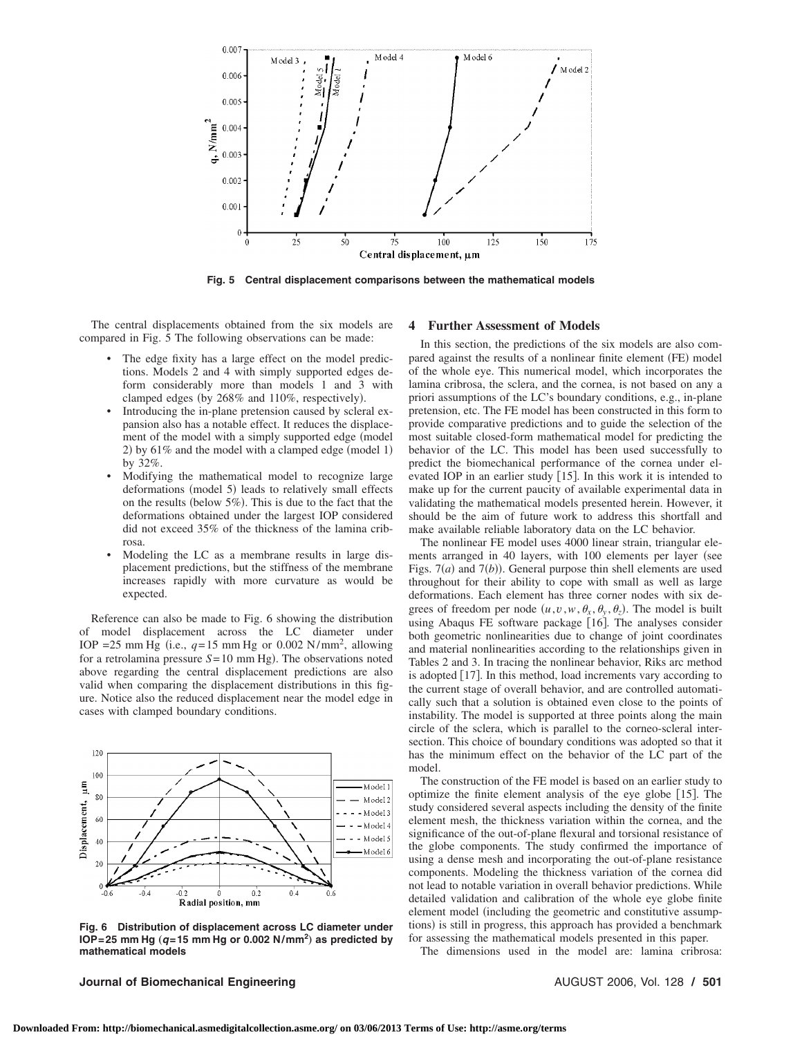Fig. 5 Central displacement comparisons between the mathematical models

The central displacements obtained from the six models are compared in Fig. 5 The following observations can be made:

- The edge fixity has a large effect on the model predictions. Models 2 and 4 with simply supported edges deform considerably more than models 1 and 3 with clamped edges (by 268% and 110%, respectively).
- Introducing the in-plane pretension caused by scleral expansion also has a notable effect. It reduces the displacement of the model with a simply supported edge (model 2) by 61% and the model with a clamped edge (model 1) by 32%.
- Modifying the mathematical model to recognize large deformations (model 5) leads to relatively small effects on the results (below 5%). This is due to the fact that the deformations obtained under the largest IOP considered did not exceed 35% of the thickness of the lamina cribrosa.
- Modeling the LC as a membrane results in large displacement predictions, but the stiffness of the membrane increases rapidly with more curvature as would be expected.

Reference can also be made to Fig. 6 showing the distribution of model displacement across the LC diameter under IOP =25 mm Hg (i.e., $q=15$ mm Hg or 0.002 N/mm$^2$, allowing for a retrolamina pressure $S=10$ mm Hg). The observations noted above regarding the central displacement predictions are also valid when comparing the displacement distributions in this figure. Notice also the reduced displacement near the model edge in cases with clamped boundary conditions.

**Fig. 6 Distribution of displacement across LC diameter under IOP=25 mm Hg ($q$=15 mm Hg or 0.002 N/mm$^2$) as predicted by mathematical models**

## 4 Further Assessment of Models

In this section, the predictions of the six models are also compared against the results of a nonlinear finite element (FE) model of the whole eye. This numerical model, which incorporates the lamina cribrosa, the sclera, and the cornea, is not based on any a priori assumptions of the LC's boundary conditions, e.g., in-plane pretension, etc. The FE model has been constructed in this form to provide comparative predictions and to guide the selection of the most suitable closed-form mathematical model for predicting the behavior of the LC. This model has been used successfully to predict the biomechanical performance of the cornea under elevated IOP in an earlier study [15]. In this work it is intended to make up for the current paucity of available experimental data in validating the mathematical models presented herein. However, it should be the aim of future work to address this shortfall and make available reliable laboratory data on the LC behavior.

The nonlinear FE model uses 4000 linear strain, triangular elements arranged in 40 layers, with 100 elements per layer (see Figs. 7(*a*) and 7(*b*)). General purpose thin shell elements are used throughout for their ability to cope with small as well as large deformations. Each element has three corner nodes with six degrees of freedom per node $(u, v, w, \theta_x, \theta_y, \theta_z)$. The model is built using Abaqus FE software package [16]. The analyses consider both geometric nonlinearities due to change of joint coordinates and material nonlinearities according to the relationships given in Tables 2 and 3. In tracing the nonlinear behavior, Riks arc method is adopted [17]. In this method, load increments vary according to the current stage of overall behavior, and are controlled automatically such that a solution is obtained even close to the points of instability. The model is supported at three points along the main circle of the sclera, which is parallel to the corneo-scleral intersection. This choice of boundary conditions was adopted so that it has the minimum effect on the behavior of the LC part of the model.

The construction of the FE model is based on an earlier study to optimize the finite element analysis of the eye globe [15]. The study considered several aspects including the density of the finite element mesh, the thickness variation within the cornea, and the significance of the out-of-plane flexural and torsional resistance of the globe components. The study confirmed the importance of using a dense mesh and incorporating the out-of-plane resistance components. Modeling the thickness variation of the cornea did not lead to notable variation in overall behavior predictions. While detailed validation and calibration of the whole eye globe finite element model (including the geometric and constitutive assumptions) is still in progress, this approach has provided a benchmark for assessing the mathematical models presented in this paper.

The dimensions used in the model are: lamina cribrosa: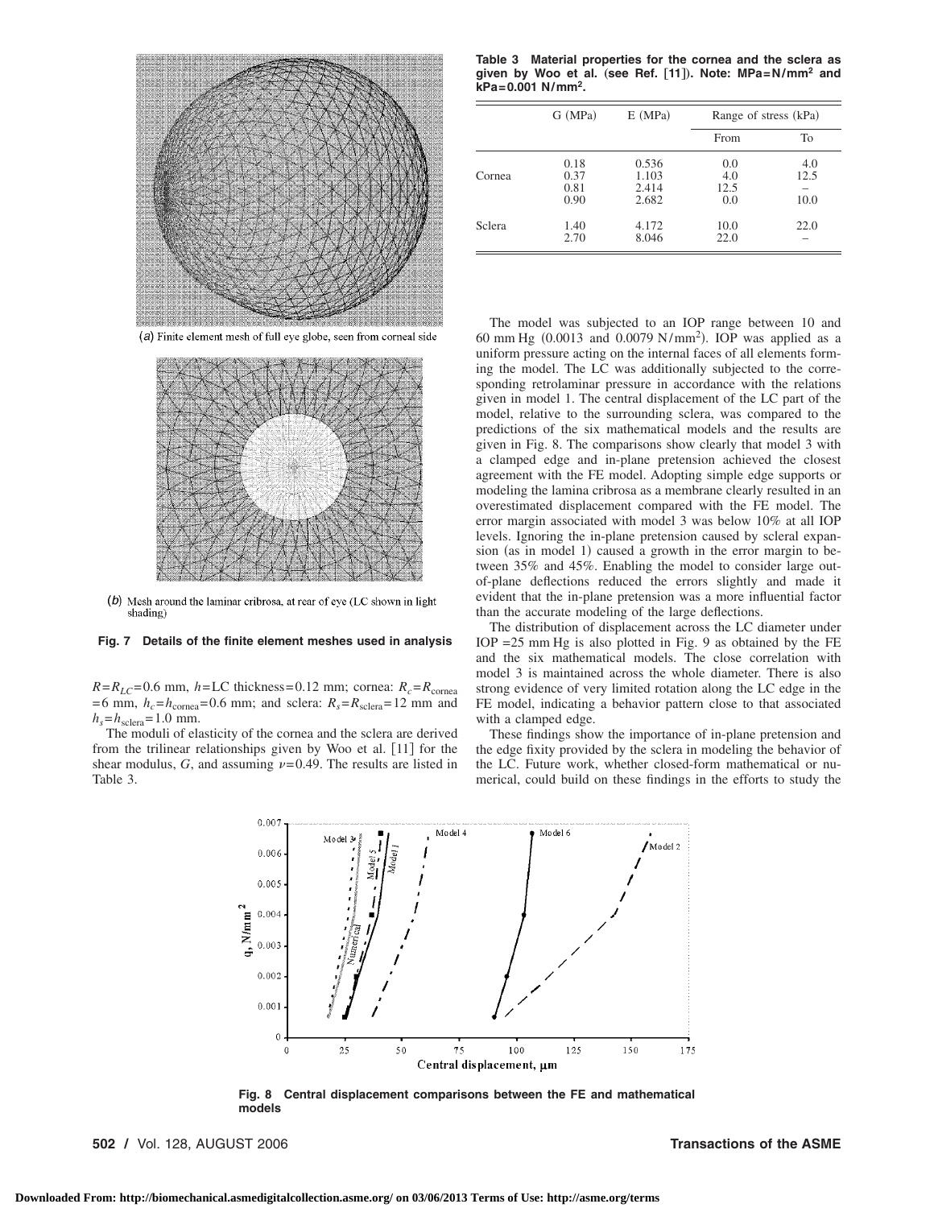(a) Finite element mesh of full eye globe, seen from corneal side

(b) Mesh around the laminar cribrosa, at rear of eye (LC shown in light shading)

**Fig. 7 Details of the finite element meshes used in analysis**

$R=R_{LC}=0.6$ mm, $h=$LC thickness$=0.12$ mm; cornea: $R_c=R_{\text{cornea}}=6$ mm, $h_c=h_{\text{cornea}}=0.6$ mm; and sclera: $R_s=R_{\text{sclera}}=12$ mm and $h_s=h_{\text{sclera}}=1.0$ mm.

The moduli of elasticity of the cornea and the sclera are derived from the trilinear relationships given by Woo et al. [11] for the shear modulus, $G$, and assuming $\nu=0.49$. The results are listed in Table 3.

**Table 3 Material properties for the cornea and the sclera as given by Woo et al. (see Ref. [11]). Note: MPa=N/mm$^2$ and kPa=0.001 N/mm$^2$.**

| | G (MPa) | E (MPa) | Range of stress (kPa) | |
|---|---|---|---|---|
| | | | From | To |
| Cornea | 0.18 | 0.536 | 0.0 | 4.0 |
| | 0.37 | 1.103 | 4.0 | 12.5 |
| | 0.81 | 2.414 | 12.5 | – |
| | 0.90 | 2.682 | 0.0 | 10.0 |
| Sclera | 1.40 | 4.172 | 10.0 | 22.0 |
| | 2.70 | 8.046 | 22.0 | – |

The model was subjected to an IOP range between 10 and 60 mm Hg (0.0013 and 0.0079 N/mm$^2$). IOP was applied as a uniform pressure acting on the internal faces of all elements forming the model. The LC was additionally subjected to the corresponding retrolaminar pressure in accordance with the relations given in model 1. The central displacement of the LC part of the model, relative to the surrounding sclera, was compared to the predictions of the six mathematical models and the results are given in Fig. 8. The comparisons show clearly that model 3 with a clamped edge and in-plane pretension achieved the closest agreement with the FE model. Adopting simple edge supports or modeling the lamina cribrosa as a membrane clearly resulted in an overestimated displacement compared with the FE model. The error margin associated with model 3 was below 10% at all IOP levels. Ignoring the in-plane pretension caused by scleral expansion (as in model 1) caused a growth in the error margin to between 35% and 45%. Enabling the model to consider large out-of-plane deflections reduced the errors slightly and made it evident that the in-plane pretension was a more influential factor than the accurate modeling of the large deflections.

The distribution of displacement across the LC diameter under IOP =25 mm Hg is also plotted in Fig. 9 as obtained by the FE and the six mathematical models. The close correlation with model 3 is maintained across the whole diameter. There is also strong evidence of very limited rotation along the LC edge in the FE model, indicating a behavior pattern close to that associated with a clamped edge.

These findings show the importance of in-plane pretension and the edge fixity provided by the sclera in modeling the behavior of the LC. Future work, whether closed-form mathematical or numerical, could build on these findings in the efforts to study the

**Fig. 8 Central displacement comparisons between the FE and mathematical models**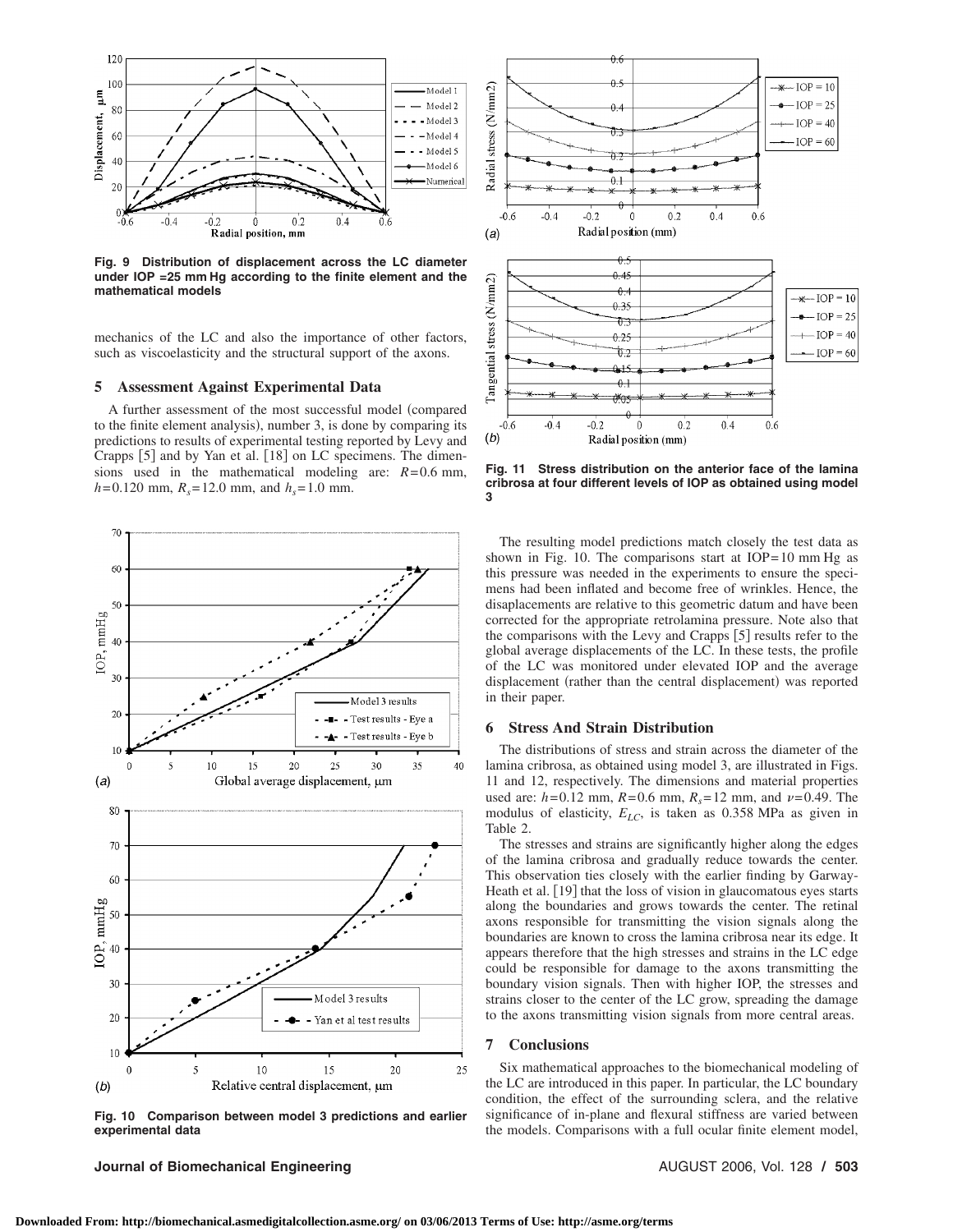Fig. 9 Distribution of displacement across the LC diameter under IOP =25 mm Hg according to the finite element and the mathematical models

mechanics of the LC and also the importance of other factors, such as viscoelasticity and the structural support of the axons.

## 5 Assessment Against Experimental Data

A further assessment of the most successful model (compared to the finite element analysis), number 3, is done by comparing its predictions to results of experimental testing reported by Levy and Crapps [5] and by Yan et al. [18] on LC specimens. The dimensions used in the mathematical modeling are: $R=0.6$ mm, $h=0.120$ mm, $R_s=12.0$ mm, and $h_s=1.0$ mm.

Fig. 10 Comparison between model 3 predictions and earlier experimental data

Fig. 11 Stress distribution on the anterior face of the lamina cribrosa at four different levels of IOP as obtained using model 3

The resulting model predictions match closely the test data as shown in Fig. 10. The comparisons start at IOP=10 mm Hg as this pressure was needed in the experiments to ensure the specimens had been inflated and become free of wrinkles. Hence, the disaplacements are relative to this geometric datum and have been corrected for the appropriate retrolamina pressure. Note also that the comparisons with the Levy and Crapps [5] results refer to the global average displacements of the LC. In these tests, the profile of the LC was monitored under elevated IOP and the average displacement (rather than the central displacement) was reported in their paper.

## 6 Stress And Strain Distribution

The distributions of stress and strain across the diameter of the lamina cribrosa, as obtained using model 3, are illustrated in Figs. 11 and 12, respectively. The dimensions and material properties used are: $h=0.12$ mm, $R=0.6$ mm, $R_s=12$ mm, and $\nu=0.49$. The modulus of elasticity, $E_{LC}$, is taken as 0.358 MPa as given in Table 2.

The stresses and strains are significantly higher along the edges of the lamina cribrosa and gradually reduce towards the center. This observation ties closely with the earlier finding by Garway-Heath et al. [19] that the loss of vision in glaucomatous eyes starts along the boundaries and grows towards the center. The retinal axons responsible for transmitting the vision signals along the boundaries are known to cross the lamina cribrosa near its edge. It appears therefore that the high stresses and strains in the LC edge could be responsible for damage to the axons transmitting the boundary vision signals. Then with higher IOP, the stresses and strains closer to the center of the LC grow, spreading the damage to the axons transmitting vision signals from more central areas.

## 7 Conclusions

Six mathematical approaches to the biomechanical modeling of the LC are introduced in this paper. In particular, the LC boundary condition, the effect of the surrounding sclera, and the relative significance of in-plane and flexural stiffness are varied between the models. Comparisons with a full ocular finite element model,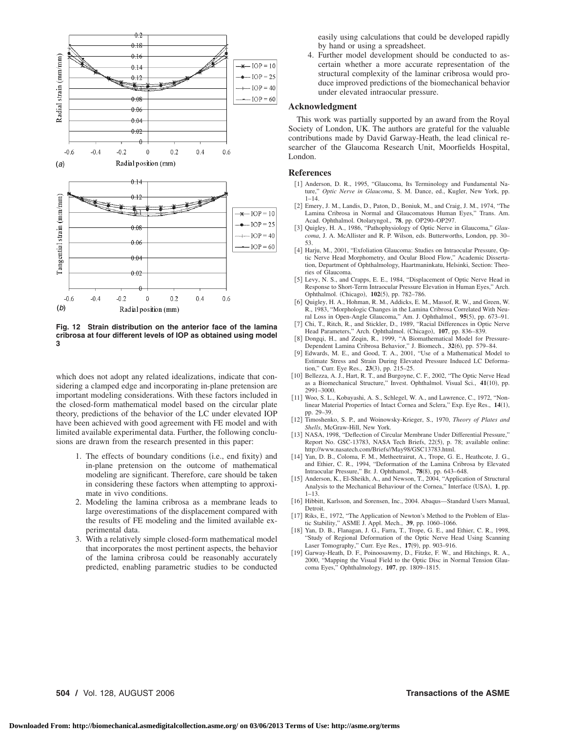Radial strain (mm/mm)

0.2
0.18
0.16
0.14
0.12
0.1
0.08
0.06
0.04
0.02
0

-0.6 -0.4 -0.2 0 0.2 0.4 0.6

Radial position (mm)

IOP = 10
IOP = 25
IOP = 40
IOP = 60

(*a*)

Tangential strain (mm/mm)

0.14
0.12
0.1
0.08
0.06
0.04
0.02
0

-0.6 -0.4 -0.2 0 0.2 0.4 0.6

Radial position (mm)

IOP = 10
IOP = 25
IOP = 40
IOP = 60

(*b*)

**Fig. 12 Strain distribution on the anterior face of the lamina cribrosa at four different levels of IOP as obtained using model 3**

which does not adopt any related idealizations, indicate that considering a clamped edge and incorporating in-plane pretension are important modeling considerations. With these factors included in the closed-form mathematical model based on the circular plate theory, predictions of the behavior of the LC under elevated IOP have been achieved with good agreement with FE model and with limited available experimental data. Further, the following conclusions are drawn from the research presented in this paper:

1. The effects of boundary conditions (i.e., end fixity) and in-plane pretension on the outcome of mathematical modeling are significant. Therefore, care should be taken in considering these factors when attempting to approximate in vivo conditions.
2. Modeling the lamina cribrosa as a membrane leads to large overestimations of the displacement compared with the results of FE modeling and the limited available experimental data.
3. With a relatively simple closed-form mathematical model that incorporates the most pertinent aspects, the behavior of the lamina cribrosa could be reasonably accurately predicted, enabling parametric studies to be conducted easily using calculations that could be developed rapidly by hand or using a spreadsheet.
4. Further model development should be conducted to ascertain whether a more accurate representation of the structural complexity of the laminar cribrosa would produce improved predictions of the biomechanical behavior under elevated intraocular pressure.

## Acknowledgment

This work was partially supported by an award from the Royal Society of London, UK. The authors are grateful for the valuable contributions made by David Garway-Heath, the lead clinical researcher of the Glaucoma Research Unit, Moorfields Hospital, London.

## References

[1] Anderson, D. R., 1995, "Glaucoma, Its Terminology and Fundamental Nature," *Optic Nerve in Glaucoma*, S. M. Dance, ed., Kugler, New York, pp. 1–14.

[2] Emery, J. M., Landis, D., Paton, D., Boniuk, M., and Craig, J. M., 1974, "The Lamina Cribrosa in Normal and Glaucomatous Human Eyes," Trans. Am. Acad. Ophthalmol. Otolaryngol., **78**, pp. OP290–OP297.

[3] Quigley, H. A., 1986, "Pathophysiology of Optic Nerve in Glaucoma," *Glaucoma*, J. A. McAllister and R. P. Wilson, eds. Butterworths, London, pp. 30–53.

[4] Harju, M., 2001, "Exfoliation Glaucoma: Studies on Intraocular Pressure, Optic Nerve Head Morphometry, and Ocular Blood Flow," Academic Dissertation, Department of Ophthalmology, Haartmaninkatu, Helsinki, Section: Theories of Glaucoma.

[5] Levy, N. S., and Crapps, E. E., 1984, "Displacement of Optic Nerve Head in Response to Short-Term Intraocular Pressure Elevation in Human Eyes," Arch. Ophthalmol. (Chicago), **102**(5), pp. 782–786.

[6] Quigley, H. A., Hohman, R. M., Addicks, E. M., Massof, R. W., and Green, W. R., 1983, "Morphologic Changes in the Lamina Cribrosa Correlated With Neural Loss in Open-Angle Glaucoma," Am. J. Ophthalmol., **95**(5), pp. 673–91.

[7] Chi, T., Ritch, R., and Stickler, D., 1989, "Racial Differences in Optic Nerve Head Parameters," Arch. Ophthalmol. (Chicago), **107**, pp. 836–839.

[8] Dongqi, H., and Zeqin, R., 1999, "A Biomathematical Model for Pressure-Dependent Lamina Cribrosa Behavior," J. Biomech., **32**(6), pp. 579–84.

[9] Edwards, M. E., and Good, T. A., 2001, "Use of a Mathematical Model to Estimate Stress and Strain During Elevated Pressure Induced LC Deformation," Curr. Eye Res., **23**(3), pp. 215–25.

[10] Bellezza, A. J., Hart, R. T., and Burgoyne, C. F., 2002, "The Optic Nerve Head as a Biomechanical Structure," Invest. Ophthalmol. Visual Sci., **41**(10), pp. 2991–3000.

[11] Woo, S. L., Kobayashi, A. S., Schlegel, W. A., and Lawrence, C., 1972, "Nonlinear Material Properties of Intact Cornea and Sclera," Exp. Eye Res., **14**(1), pp. 29–39.

[12] Timoshenko, S. P., and Woinowsky-Krieger, S., 1970, *Theory of Plates and Shells*, McGraw-Hill, New York.

[13] NASA, 1998, "Deflection of Circular Membrane Under Differential Pressure," Report No. GSC-13783, NASA Tech Briefs, 22(5), p. 78; available online: http://www.nasatech.com/Briefs//May98/GSC13783.html.

[14] Yan, D. B., Coloma, F. M., Metheetrairut, A., Trope, G. E., Heathcote, J. G., and Ethier, C. R., 1994, "Deformation of the Lamina Cribrosa by Elevated Intraocular Pressure," Br. J. Ophthamol., **78**(8), pp. 643–648.

[15] Anderson, K., El-Sheikh, A., and Newson, T., 2004, "Application of Structural Analysis to the Mechanical Behaviour of the Cornea," Interface (USA), **1**, pp. 1–13.

[16] Hibbitt, Karlsson, and Sorensen, Inc., 2004. Abaqus—Standard Users Manual, Detroit.

[17] Riks, E., 1972, "The Application of Newton's Method to the Problem of Elastic Stability," ASME J. Appl. Mech., **39**, pp. 1060–1066.

[18] Yan, D. B., Flanagan, J. G., Farra, T., Trope, G. E., and Ethier, C. R., 1998, "Study of Regional Deformation of the Optic Nerve Head Using Scanning Laser Tomography," Curr. Eye Res., **17**(9), pp. 903–916.

[19] Garway-Heath, D. F., Poinoosawmy, D., Fitzke, F. W., and Hitchings, R. A., 2000, "Mapping the Visual Field to the Optic Disc in Normal Tension Glaucoma Eyes," Ophthalmology, **107**, pp. 1809–1815.